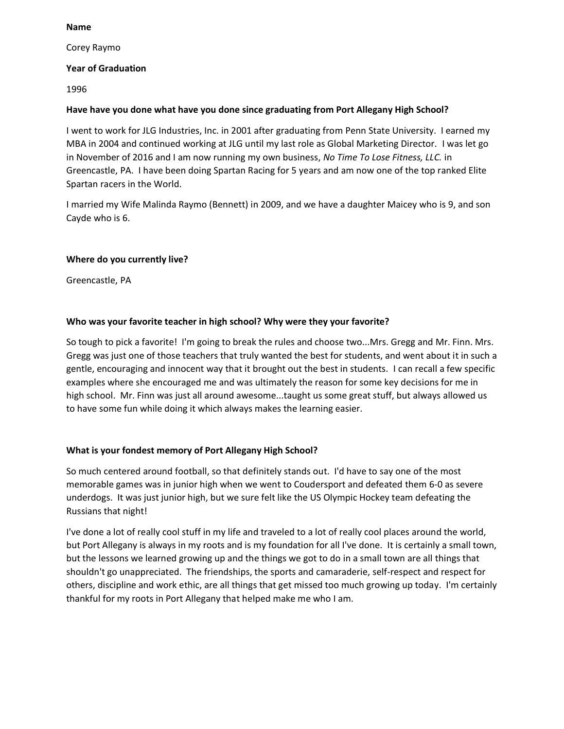**Name**

Corey Raymo

**Year of Graduation**

1996

**Have have you done what have you done since graduating from Port Allegany High School?**

I went to work for JLG Industries, Inc. in 2001 after graduating from Penn State University. I earned my MBA in 2004 and continued working at JLG until my last role as Global Marketing Director. I was let go in November of 2016 and I am now running my own business, *No Time To Lose Fitness, LLC.* in Greencastle, PA. I have been doing Spartan Racing for 5 years and am now one of the top ranked Elite Spartan racers in the World.

I married my Wife Malinda Raymo (Bennett) in 2009, and we have a daughter Maicey who is 9, and son Cayde who is 6.

**Where do you currently live?**

Greencastle, PA

**Who was your favorite teacher in high school? Why were they your favorite?**

So tough to pick a favorite! I'm going to break the rules and choose two...Mrs. Gregg and Mr. Finn. Mrs. Gregg was just one of those teachers that truly wanted the best for students, and went about it in such a gentle, encouraging and innocent way that it brought out the best in students. I can recall a few specific examples where she encouraged me and was ultimately the reason for some key decisions for me in high school. Mr. Finn was just all around awesome...taught us some great stuff, but always allowed us to have some fun while doing it which always makes the learning easier.

**What is your fondest memory of Port Allegany High School?**

So much centered around football, so that definitely stands out. I'd have to say one of the most memorable games was in junior high when we went to Coudersport and defeated them 6-0 as severe underdogs. It was just junior high, but we sure felt like the US Olympic Hockey team defeating the Russians that night!

I've done a lot of really cool stuff in my life and traveled to a lot of really cool places around the world, but Port Allegany is always in my roots and is my foundation for all I've done. It is certainly a small town, but the lessons we learned growing up and the things we got to do in a small town are all things that shouldn't go unappreciated. The friendships, the sports and camaraderie, self-respect and respect for others, discipline and work ethic, are all things that get missed too much growing up today. I'm certainly thankful for my roots in Port Allegany that helped make me who I am.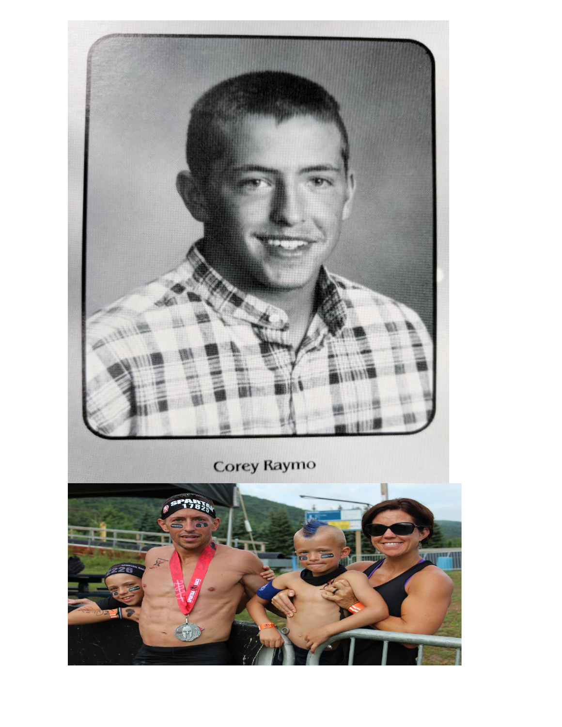Corey Raymo